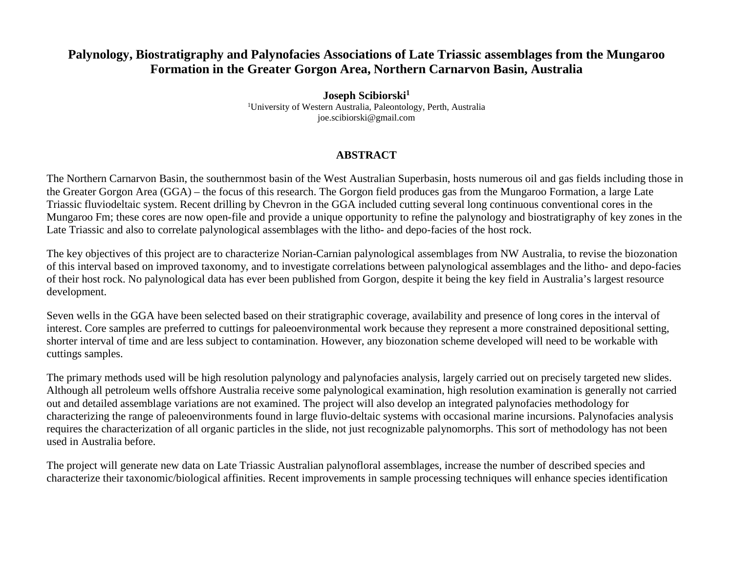# Palynology, Biostratigraphy and Palynofacies Associations of Late Triassic assemblages from the Mungaroo Formation in the Greater Gorgon Area, Northern Carnarvon Basin, Australia

**Joseph Scibiorski[1]**

[1]University of Western Australia, Paleontology, Perth, Australia
joe.scibiorski@gmail.com

## ABSTRACT

The Northern Carnarvon Basin, the southernmost basin of the West Australian Superbasin, hosts numerous oil and gas fields including those in the Greater Gorgon Area (GGA) – the focus of this research. The Gorgon field produces gas from the Mungaroo Formation, a large Late Triassic fluviodeltaic system. Recent drilling by Chevron in the GGA included cutting several long continuous conventional cores in the Mungaroo Fm; these cores are now open-file and provide a unique opportunity to refine the palynology and biostratigraphy of key zones in the Late Triassic and also to correlate palynological assemblages with the litho- and depo-facies of the host rock.

The key objectives of this project are to characterize Norian-Carnian palynological assemblages from NW Australia, to revise the biozonation of this interval based on improved taxonomy, and to investigate correlations between palynological assemblages and the litho- and depo-facies of their host rock. No palynological data has ever been published from Gorgon, despite it being the key field in Australia's largest resource development.

Seven wells in the GGA have been selected based on their stratigraphic coverage, availability and presence of long cores in the interval of interest. Core samples are preferred to cuttings for paleoenvironmental work because they represent a more constrained depositional setting, shorter interval of time and are less subject to contamination. However, any biozonation scheme developed will need to be workable with cuttings samples.

The primary methods used will be high resolution palynology and palynofacies analysis, largely carried out on precisely targeted new slides. Although all petroleum wells offshore Australia receive some palynological examination, high resolution examination is generally not carried out and detailed assemblage variations are not examined. The project will also develop an integrated palynofacies methodology for characterizing the range of paleoenvironments found in large fluvio-deltaic systems with occasional marine incursions. Palynofacies analysis requires the characterization of all organic particles in the slide, not just recognizable palynomorphs. This sort of methodology has not been used in Australia before.

The project will generate new data on Late Triassic Australian palynofloral assemblages, increase the number of described species and characterize their taxonomic/biological affinities. Recent improvements in sample processing techniques will enhance species identification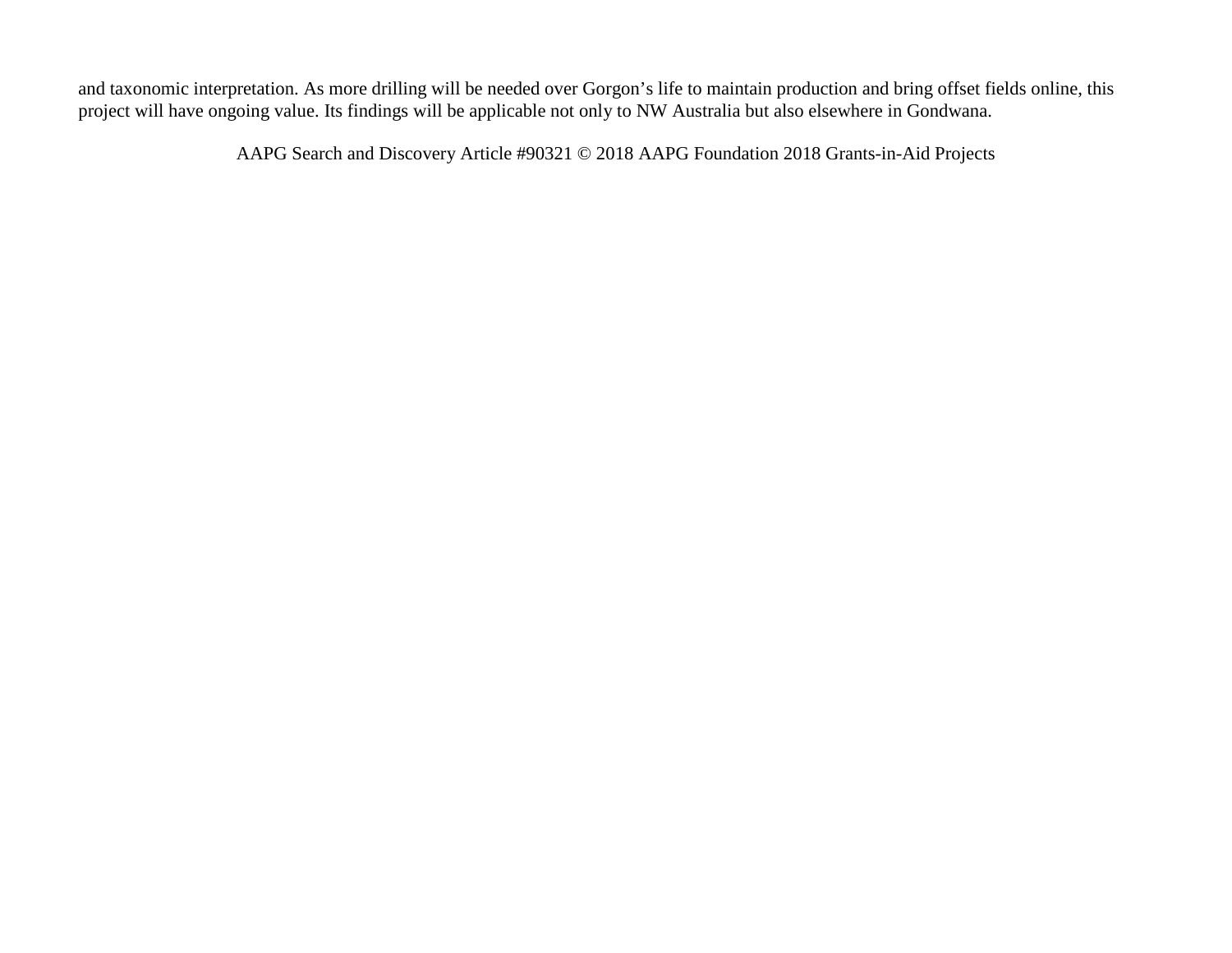and taxonomic interpretation. As more drilling will be needed over Gorgon's life to maintain production and bring offset fields online, this project will have ongoing value. Its findings will be applicable not only to NW Australia but also elsewhere in Gondwana.